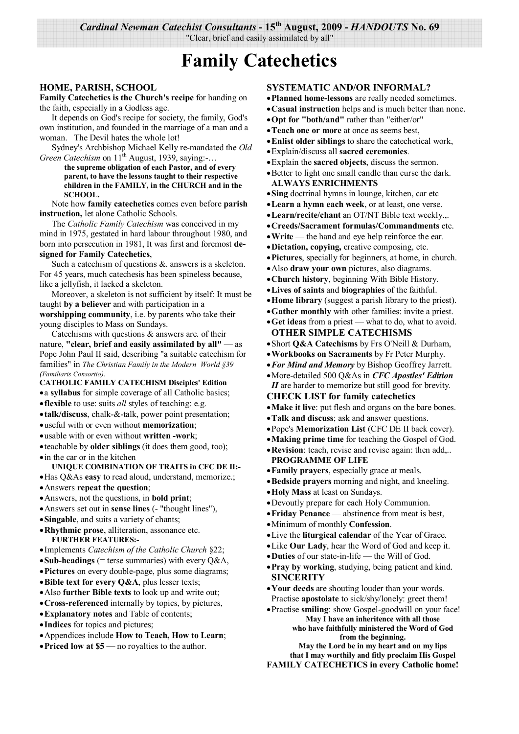*Cardinal Newman Catechist Consultants* - 15th August, 2009 - *HANDOUTS* No. 69

"Clear, brief and easily assimilated by all"

# Family Catechetics

## HOME, PARISH, SCHOOL

**Family Catechetics is the Church's recipe** for handing on the faith, especially in a Godless age.

It depends on God's recipe for society, the family, God's own institution, and founded in the marriage of a man and a woman. The Devil hates the whole lot!

Sydney's Archbishop Michael Kelly re-mandated the *Old Green Catechism* on 11th August, 1939, saying:-…

> **the supreme obligation of each Pastor, and of every parent, to have the lessons taught to their respective children in the FAMILY, in the CHURCH and in the SCHOOL.**

Note how **family catechetics** comes even before **parish instruction,** let alone Catholic Schools.

The *Catholic Family Catechism* was conceived in my mind in 1975, gestated in hard labour throughout 1980, and born into persecution in 1981, It was first and foremost **designed for Family Catechetics**,

Such a catechism of questions &. answers is a skeleton. For 45 years, much catechesis has been spineless because, like a jellyfish, it lacked a skeleton.

Moreover, a skeleton is not sufficient by itself: It must be taught **by a believer** and with participation in a **worshipping community**, i.e. by parents who take their young disciples to Mass on Sundays.

Catechisms with questions & answers are. of their nature, **"clear, brief and easily assimilated by all"** — as Pope John Paul II said, describing "a suitable catechism for families" in *The Christian Family in the Modern World §39 (Familiaris Consortio).*

**CATHOLIC FAMILY CATECHISM Disciples' Edition**

- a **syllabus** for simple coverage of all Catholic basics;
- **flexible** to use: suits *all* styles of teaching: e.g.
- **talk/discuss**, chalk-&-talk, power point presentation;
- useful with or even without **memorization**;
- usable with or even without **written -work**;
- teachable by **older siblings** (it does them good, too);
- in the car or in the kitchen

**UNIQUE COMBINATION OF TRAITS in CFC DE II:-**

- Has Q&As **easy** to read aloud, understand, memorize.;
- Answers **repeat the question**;
- Answers, not the questions, in **bold print**;
- Answers set out in **sense lines** (- "thought lines"),
- **Singable**, and suits a variety of chants;
- **Rhythmic prose**, alliteration, assonance etc.

**FURTHER FEATURES:-**

- Implements *Catechism of the Catholic Church* §22;
- **Sub-headings** (= terse summaries) with every Q&A,
- **Pictures** on every double-page, plus some diagrams;
- **Bible text for every Q&A**, plus lesser texts;
- Also **further Bible texts** to look up and write out;
- **Cross-referenced** internally by topics, by pictures,
- **Explanatory notes** and Table of contents;
- **Indices** for topics and pictures;
- Appendices include **How to Teach, How to Learn**;
- **Priced low at $5** — no royalties to the author.

## SYSTEMATIC AND/OR INFORMAL?

- **Planned home-lessons** are really needed sometimes.
- **Casual instruction** helps and is much better than none.
- **Opt for "both/and"** rather than "either/or"
- **Teach one or more** at once as seems best,
- **Enlist older siblings** to share the catechetical work,
- Explain/discuss all **sacred ceremonies**.
- Explain the **sacred objects**, discuss the sermon.
- Better to light one small candle than curse the dark.

**ALWAYS ENRICHMENTS**

- **Sing** doctrinal hymns in lounge, kitchen, car etc
- **Learn a hymn each week**, or at least, one verse.
- **Learn/recite/chant** an OT/NT Bible text weekly.,.
- **Creeds/Sacrament formulas/Commandments** etc.
- **Write** — the hand and eye help reinforce the ear.
- **Dictation, copying,** creative composing, etc.
- **Pictures**, specially for beginners, at home, in church.
- Also **draw your own** pictures, also diagrams.
- **Church history**, beginning With Bible History.
- **Lives of saints** and **biographies** of the faithful.
- **Home library** (suggest a parish library to the priest).
- **Gather monthly** with other families: invite a priest.
- **Get ideas** from a priest — what to do, what to avoid.

**OTHER SIMPLE CATECHISMS**

- Short **Q&A Catechisms** by Frs O'Neill & Durham,
- **Workbooks on Sacraments** by Fr Peter Murphy.
- ***For Mind and Memory*** by Bishop Geoffrey Jarrett.
- More-detailed 500 Q&As in ***CFC Apostles' Edition II*** are harder to memorize but still good for brevity.

## CHECK LIST for family catechetics

- **Make it live**: put flesh and organs on the bare bones.
- **Talk and discuss**; ask and answer questions.
- Pope's **Memorization List** (CFC DE II back cover).
- **Making prime time** for teaching the Gospel of God.
- **Revision**: teach, revise and revise again: then add,..

**PROGRAMME OF LIFE**

- **Family prayers**, especially grace at meals.
- **Bedside prayers** morning and night, and kneeling.
- **Holy Mass** at least on Sundays.
- Devoutly prepare for each Holy Communion.
- **Friday Penance** — abstinence from meat is best,
- Minimum of monthly **Confession**.
- Live the **liturgical calendar** of the Year of Grace.
- Like **Our Lady**, hear the Word of God and keep it.
- **Duties** of our state-in-life — the Will of God.
- **Pray by working**, studying, being patient and kind.

**SINCERITY**

- **Your deeds** are shouting louder than your words. Practise **apostolate** to sick/shy/lonely: greet them!
- Practise **smiling**: show Gospel-goodwill on your face!

**May I have an inheritence with all those who have faithfully ministered the Word of God from the beginning.**

**May the Lord be in my heart and on my lips that I may worthily and fitly proclaim His Gospel**

**FAMILY CATECHETICS in every Catholic home!**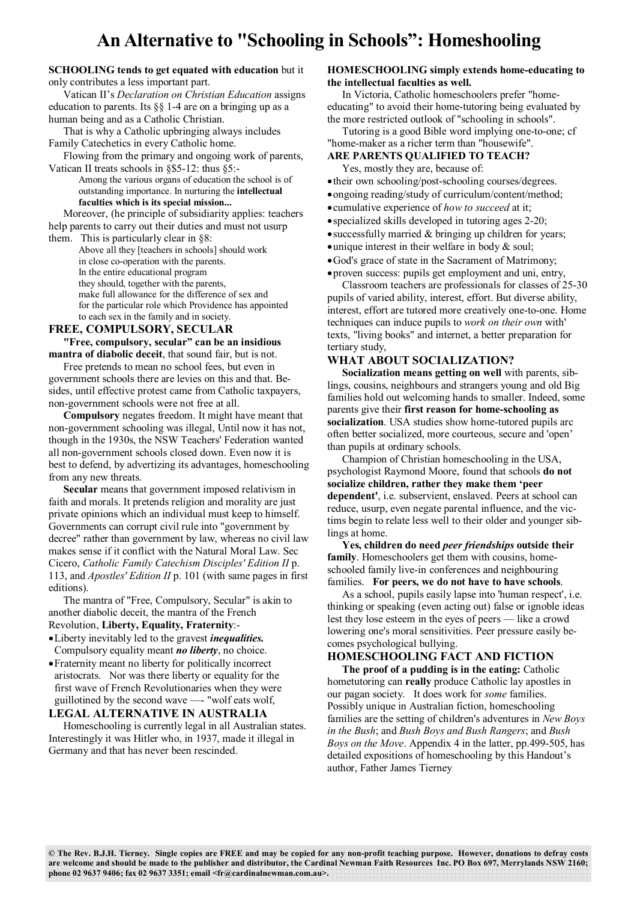# An Alternative to "Schooling in Schools": Homeshooling

**SCHOOLING tends to get equated with education** but it only contributes a less important part.

Vatican II's *Declaration on Christian Education* assigns education to parents. Its §§ 1-4 are on a bringing up as a human being and as a Catholic Christian.

That is why a Catholic upbringing always includes Family Catechetics in every Catholic home.

Flowing from the primary and ongoing work of parents, Vatican II treats schools in §§5-12: thus §5:-

> Among the various organs of education the school is of outstanding importance. In nurturing the **intellectual faculties which is its special mission...**

Moreover, (he principle of subsidiarity applies: teachers help parents to carry out their duties and must not usurp them. This is particularly clear in §8:

> Above all they [teachers in schools] should work
> in close co-operation with the parents.
> In the entire educational program
> they should, together with the parents,
> make full allowance for the difference of sex and
> for the particular role which Providence has appointed
> to each sex in the family and in society.

## FREE, COMPULSORY, SECULAR

**"Free, compulsory, secular" can be an insidious mantra of diabolic deceit**, that sound fair, but is not.

Free pretends to mean no school fees, but even in government schools there are levies on this and that. Besides, until effective protest came from Catholic taxpayers, non-government schools were not free at all.

**Compulsory** negates freedom. It might have meant that non-government schooling was illegal, Until now it has not, though in the 1930s, the NSW Teachers' Federation wanted all non-government schools closed down. Even now it is best to defend, by advertizing its advantages, homeschooling from any new threats.

**Secular** means that government imposed relativism in faith and morals. It pretends religion and morality are just private opinions which an individual must keep to himself. Governments can corrupt civil rule into "government by decree" rather than government by law, whereas no civil law makes sense if it conflict with the Natural Moral Law. Sec Cicero, *Catholic Family Catechism Disciples' Edition II* p. 113, and *Apostles' Edition II* p. 101 (with same pages in first editions).

The mantra of "Free, Compulsory, Secular" is akin to another diabolic deceit, the mantra of the French Revolution, **Liberty, Equality, Fraternity**:-

- Liberty inevitably led to the gravest ***inequalities.*** Compulsory equality meant ***no liberty***, no choice.
- Fraternity meant no liberty for politically incorrect aristocrats. Nor was there liberty or equality for the first wave of French Revolutionaries when they were guillotined by the second wave —- "wolf eats wolf,

## LEGAL ALTERNATIVE IN AUSTRALIA

Homeschooling is currently legal in all Australian states. Interestingly it was Hitler who, in 1937, made it illegal in Germany and that has never been rescinded.

**HOMESCHOOLING simply extends home-educating to the intellectual faculties as well.**

In Victoria, Catholic homeschoolers prefer "home-educating" to avoid their home-tutoring being evaluated by the more restricted outlook of "schooling in schools".

Tutoring is a good Bible word implying one-to-one; cf "home-maker as a richer term than "housewife".

## ARE PARENTS QUALIFIED TO TEACH?

Yes, mostly they are, because of:

- their own schooling/post-schooling courses/degrees.
- ongoing reading/study of curriculum/content/method;
- cumulative experience of *how to succeed* at it;
- specialized skills developed in tutoring ages 2-20;
- successfully married & bringing up children for years;
- unique interest in their welfare in body & soul;
- God's grace of state in the Sacrament of Matrimony;
- proven success: pupils get employment and uni, entry,

Classroom teachers are professionals for classes of 25-30 pupils of varied ability, interest, effort. But diverse ability, interest, effort are tutored more creatively one-to-one. Home techniques can induce pupils to *work on their own* with' texts, "living books" and internet, a better preparation for tertiary study,

## WHAT ABOUT SOCIALIZATION?

**Socialization means getting on well** with parents, siblings, cousins, neighbours and strangers young and old Big families hold out welcoming hands to smaller. Indeed, some parents give their **first reason for home-schooling as socialization**. USA studies show home-tutored pupils arc often better socialized, more courteous, secure and 'open' than pupils at ordinary schools.

Champion of Christian homeschooling in the USA, psychologist Raymond Moore, found that schools **do not socialize children, rather they make them 'peer dependent'**, i.e. subservient, enslaved. Peers at school can reduce, usurp, even negate parental influence, and the victims begin to relate less well to their older and younger siblings at home.

**Yes, children do need *peer friendships* outside their family**. Homeschoolers get them with cousins, home-schooled family live-in conferences and neighbouring families. **For peers, we do not have to have schools**.

As a school, pupils easily lapse into 'human respect', i.e. thinking or speaking (even acting out) false or ignoble ideas lest they lose esteem in the eyes of peers — like a crowd lowering one's moral sensitivities. Peer pressure easily becomes psychological bullying.

## HOMESCHOOLING FACT AND FICTION

**The proof of a pudding is in the eating:** Catholic hometutoring can **really** produce Catholic lay apostles in our pagan society. It does work for *some* families. Possibly unique in Australian fiction, homeschooling families are the setting of children's adventures in *New Boys in the Bush*; and *Bush Boys and Bush Rangers*; and *Bush Boys on the Move*. Appendix 4 in the latter, pp.499-505, has detailed expositions of homeschooling by this Handout's author, Father James Tierney

**© The Rev. B.J.H. Tierney. Single copies are FREE and may be copied for any non-profit teaching purpose. However, donations to defray costs are welcome and should be made to the publisher and distributor, the Cardinal Newman Faith Resources Inc. PO Box 697, Merrylands NSW 2160; phone 02 9637 9406; fax 02 9637 3351; email <fr@cardinalnewman.com.au>.**